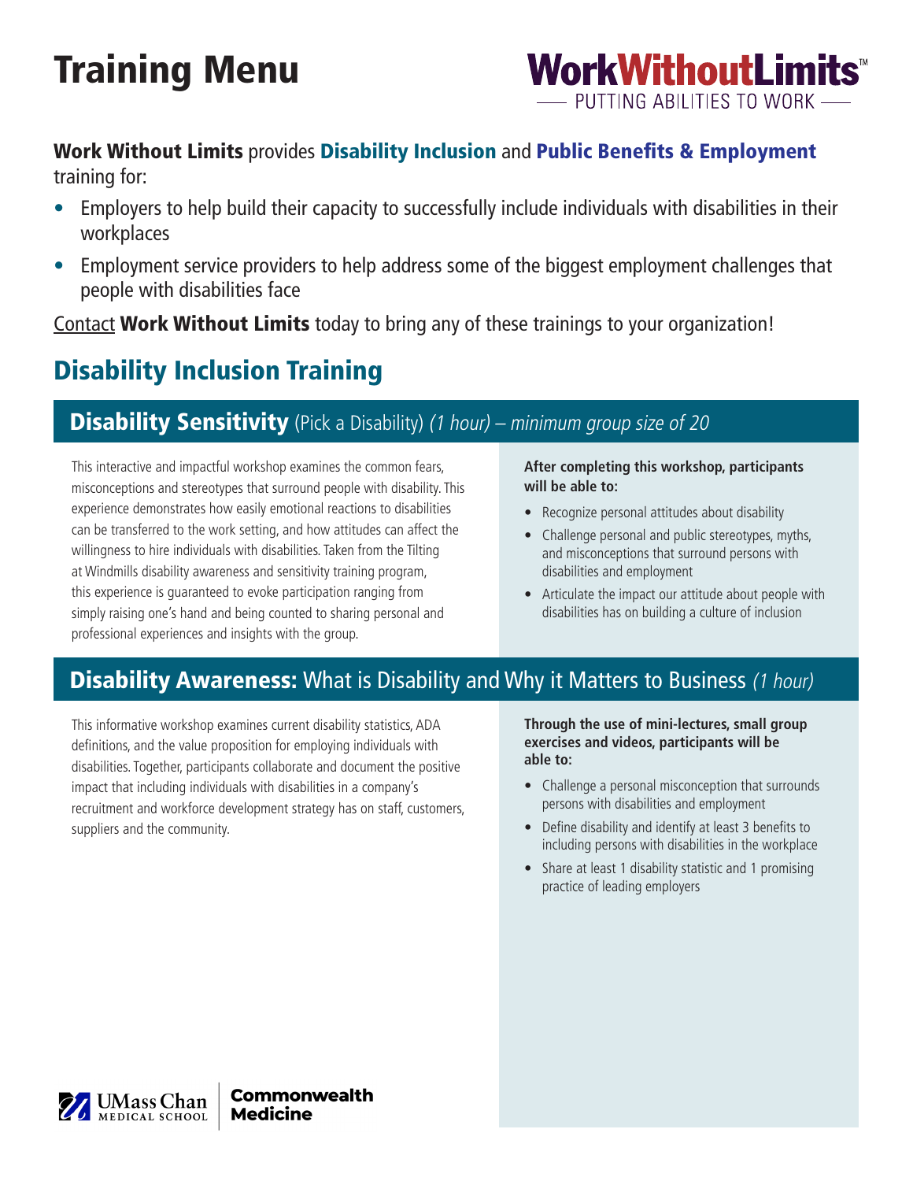# Training Menu

**WorkWithoutLimits**™
PUTTING ABILITIES TO WORK

**Work Without Limits** provides **Disability Inclusion** and **Public Benefits & Employment** training for:

- Employers to help build their capacity to successfully include individuals with disabilities in their workplaces
- Employment service providers to help address some of the biggest employment challenges that people with disabilities face

Contact **Work Without Limits** today to bring any of these trainings to your organization!

## Disability Inclusion Training

### **Disability Sensitivity** (Pick a Disability) *(1 hour) – minimum group size of 20*

This interactive and impactful workshop examines the common fears, misconceptions and stereotypes that surround people with disability. This experience demonstrates how easily emotional reactions to disabilities can be transferred to the work setting, and how attitudes can affect the willingness to hire individuals with disabilities. Taken from the Tilting at Windmills disability awareness and sensitivity training program, this experience is guaranteed to evoke participation ranging from simply raising one's hand and being counted to sharing personal and professional experiences and insights with the group.

**After completing this workshop, participants will be able to:**

- Recognize personal attitudes about disability
- Challenge personal and public stereotypes, myths, and misconceptions that surround persons with disabilities and employment
- Articulate the impact our attitude about people with disabilities has on building a culture of inclusion

### **Disability Awareness:** What is Disability and Why it Matters to Business *(1 hour)*

This informative workshop examines current disability statistics, ADA definitions, and the value proposition for employing individuals with disabilities. Together, participants collaborate and document the positive impact that including individuals with disabilities in a company's recruitment and workforce development strategy has on staff, customers, suppliers and the community.

**Through the use of mini-lectures, small group exercises and videos, participants will be able to:**

- Challenge a personal misconception that surrounds persons with disabilities and employment
- Define disability and identify at least 3 benefits to including persons with disabilities in the workplace
- Share at least 1 disability statistic and 1 promising practice of leading employers

UMass Chan Medical School | Commonwealth Medicine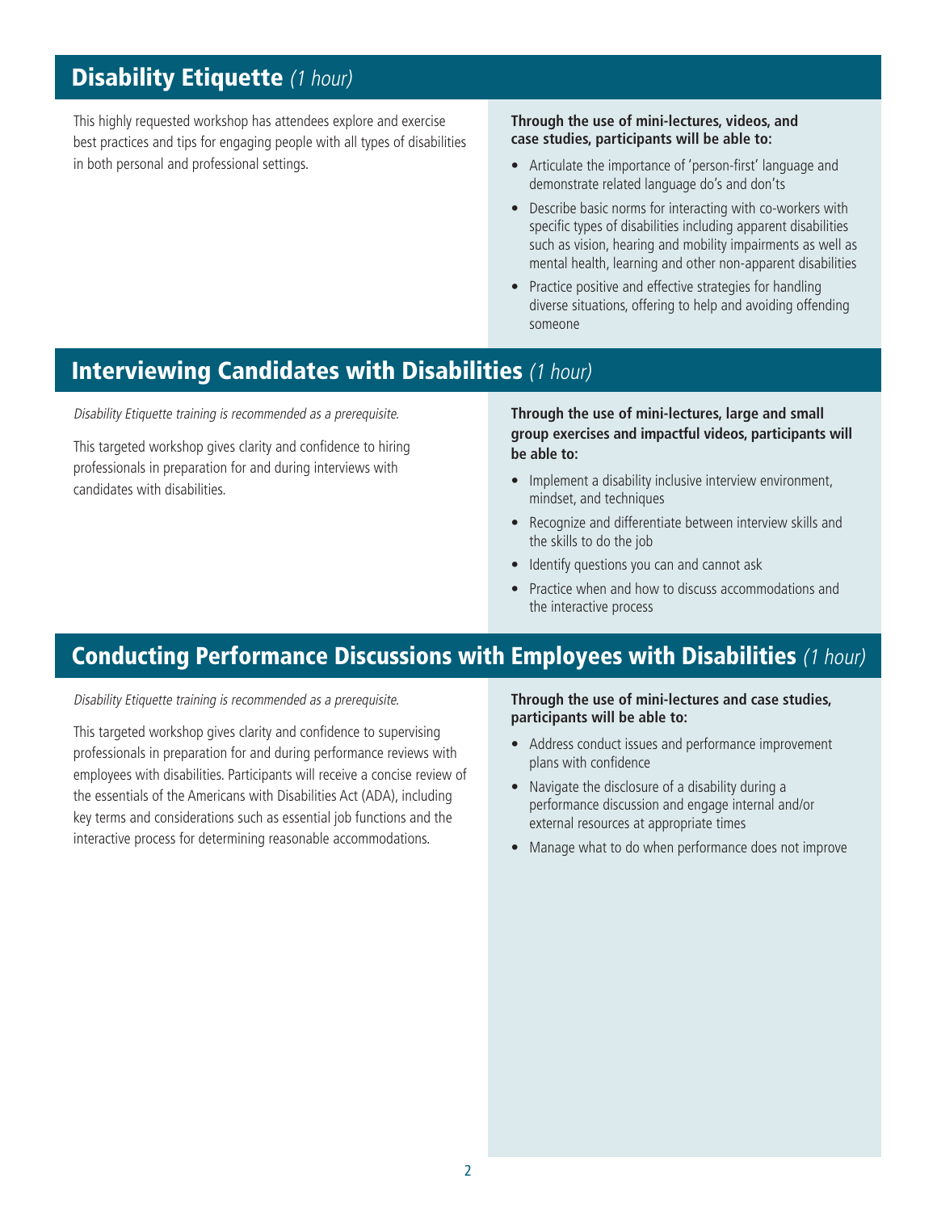## Disability Etiquette *(1 hour)*

This highly requested workshop has attendees explore and exercise best practices and tips for engaging people with all types of disabilities in both personal and professional settings.

**Through the use of mini-lectures, videos, and case studies, participants will be able to:**

- Articulate the importance of 'person-first' language and demonstrate related language do's and don'ts
- Describe basic norms for interacting with co-workers with specific types of disabilities including apparent disabilities such as vision, hearing and mobility impairments as well as mental health, learning and other non-apparent disabilities
- Practice positive and effective strategies for handling diverse situations, offering to help and avoiding offending someone

## Interviewing Candidates with Disabilities *(1 hour)*

*Disability Etiquette training is recommended as a prerequisite.*

This targeted workshop gives clarity and confidence to hiring professionals in preparation for and during interviews with candidates with disabilities.

**Through the use of mini-lectures, large and small group exercises and impactful videos, participants will be able to:**

- Implement a disability inclusive interview environment, mindset, and techniques
- Recognize and differentiate between interview skills and the skills to do the job
- Identify questions you can and cannot ask
- Practice when and how to discuss accommodations and the interactive process

## Conducting Performance Discussions with Employees with Disabilities *(1 hour)*

*Disability Etiquette training is recommended as a prerequisite.*

This targeted workshop gives clarity and confidence to supervising professionals in preparation for and during performance reviews with employees with disabilities. Participants will receive a concise review of the essentials of the Americans with Disabilities Act (ADA), including key terms and considerations such as essential job functions and the interactive process for determining reasonable accommodations.

**Through the use of mini-lectures and case studies, participants will be able to:**

- Address conduct issues and performance improvement plans with confidence
- Navigate the disclosure of a disability during a performance discussion and engage internal and/or external resources at appropriate times
- Manage what to do when performance does not improve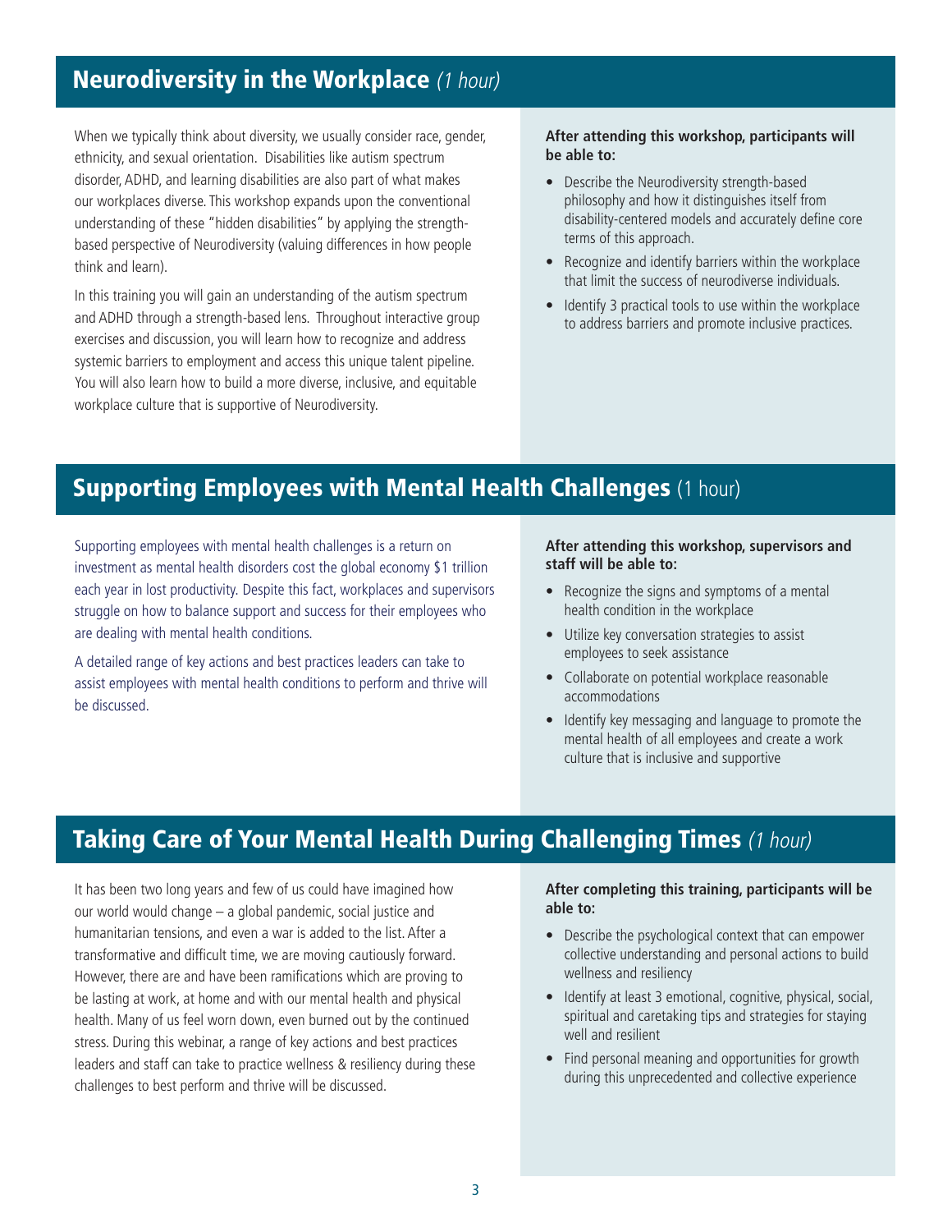## Neurodiversity in the Workplace *(1 hour)*

When we typically think about diversity, we usually consider race, gender, ethnicity, and sexual orientation. Disabilities like autism spectrum disorder, ADHD, and learning disabilities are also part of what makes our workplaces diverse. This workshop expands upon the conventional understanding of these "hidden disabilities" by applying the strength-based perspective of Neurodiversity (valuing differences in how people think and learn).

In this training you will gain an understanding of the autism spectrum and ADHD through a strength-based lens. Throughout interactive group exercises and discussion, you will learn how to recognize and address systemic barriers to employment and access this unique talent pipeline. You will also learn how to build a more diverse, inclusive, and equitable workplace culture that is supportive of Neurodiversity.

**After attending this workshop, participants will be able to:**

- Describe the Neurodiversity strength-based philosophy and how it distinguishes itself from disability-centered models and accurately define core terms of this approach.
- Recognize and identify barriers within the workplace that limit the success of neurodiverse individuals.
- Identify 3 practical tools to use within the workplace to address barriers and promote inclusive practices.

## Supporting Employees with Mental Health Challenges (1 hour)

Supporting employees with mental health challenges is a return on investment as mental health disorders cost the global economy $1 trillion each year in lost productivity. Despite this fact, workplaces and supervisors struggle on how to balance support and success for their employees who are dealing with mental health conditions.

A detailed range of key actions and best practices leaders can take to assist employees with mental health conditions to perform and thrive will be discussed.

**After attending this workshop, supervisors and staff will be able to:**

- Recognize the signs and symptoms of a mental health condition in the workplace
- Utilize key conversation strategies to assist employees to seek assistance
- Collaborate on potential workplace reasonable accommodations
- Identify key messaging and language to promote the mental health of all employees and create a work culture that is inclusive and supportive

## Taking Care of Your Mental Health During Challenging Times *(1 hour)*

It has been two long years and few of us could have imagined how our world would change – a global pandemic, social justice and humanitarian tensions, and even a war is added to the list. After a transformative and difficult time, we are moving cautiously forward. However, there are and have been ramifications which are proving to be lasting at work, at home and with our mental health and physical health. Many of us feel worn down, even burned out by the continued stress. During this webinar, a range of key actions and best practices leaders and staff can take to practice wellness & resiliency during these challenges to best perform and thrive will be discussed.

**After completing this training, participants will be able to:**

- Describe the psychological context that can empower collective understanding and personal actions to build wellness and resiliency
- Identify at least 3 emotional, cognitive, physical, social, spiritual and caretaking tips and strategies for staying well and resilient
- Find personal meaning and opportunities for growth during this unprecedented and collective experience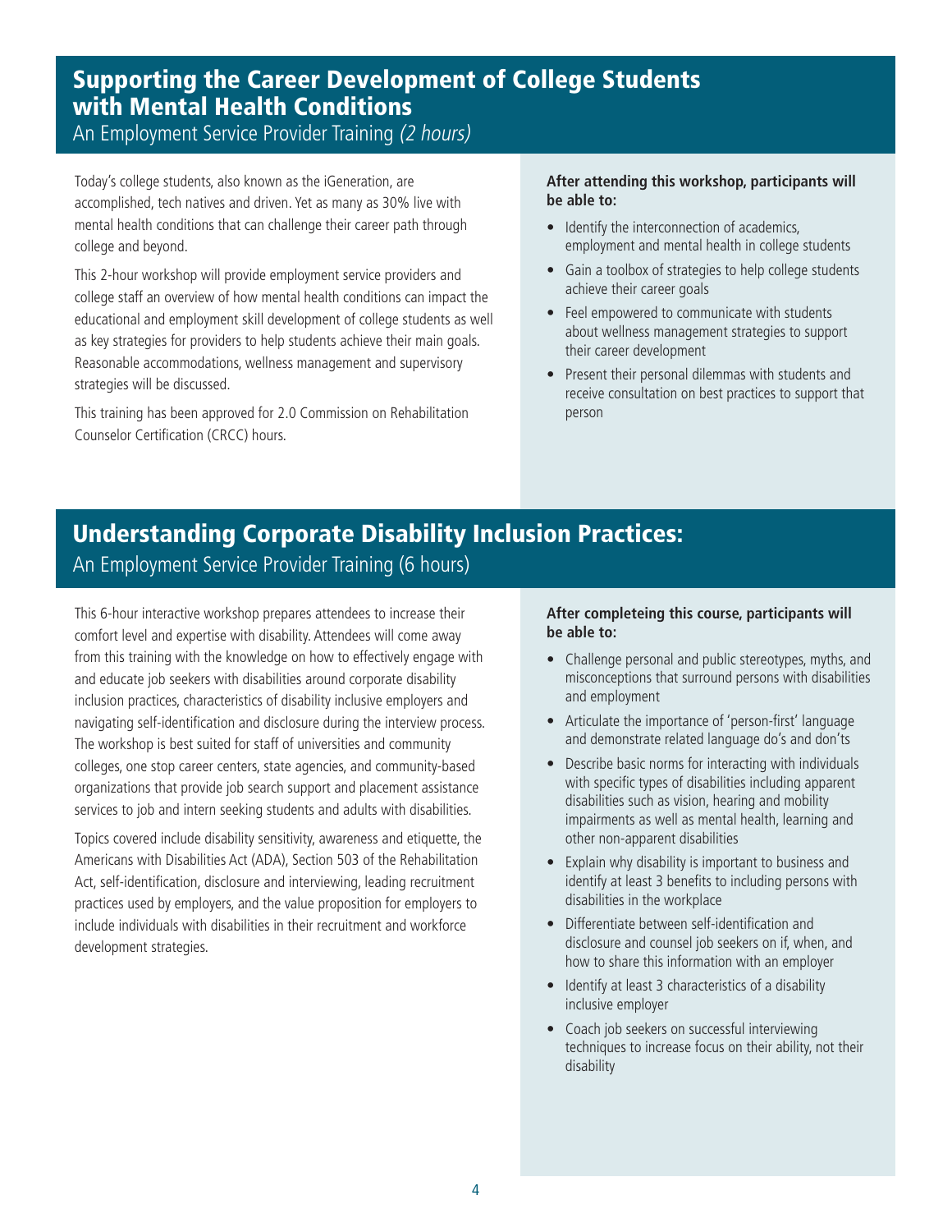## Supporting the Career Development of College Students with Mental Health Conditions

An Employment Service Provider Training *(2 hours)*

Today's college students, also known as the iGeneration, are accomplished, tech natives and driven. Yet as many as 30% live with mental health conditions that can challenge their career path through college and beyond.

This 2-hour workshop will provide employment service providers and college staff an overview of how mental health conditions can impact the educational and employment skill development of college students as well as key strategies for providers to help students achieve their main goals. Reasonable accommodations, wellness management and supervisory strategies will be discussed.

This training has been approved for 2.0 Commission on Rehabilitation Counselor Certification (CRCC) hours.

**After attending this workshop, participants will be able to:**

- Identify the interconnection of academics, employment and mental health in college students
- Gain a toolbox of strategies to help college students achieve their career goals
- Feel empowered to communicate with students about wellness management strategies to support their career development
- Present their personal dilemmas with students and receive consultation on best practices to support that person

## Understanding Corporate Disability Inclusion Practices:

An Employment Service Provider Training (6 hours)

This 6-hour interactive workshop prepares attendees to increase their comfort level and expertise with disability. Attendees will come away from this training with the knowledge on how to effectively engage with and educate job seekers with disabilities around corporate disability inclusion practices, characteristics of disability inclusive employers and navigating self-identification and disclosure during the interview process. The workshop is best suited for staff of universities and community colleges, one stop career centers, state agencies, and community-based organizations that provide job search support and placement assistance services to job and intern seeking students and adults with disabilities.

Topics covered include disability sensitivity, awareness and etiquette, the Americans with Disabilities Act (ADA), Section 503 of the Rehabilitation Act, self-identification, disclosure and interviewing, leading recruitment practices used by employers, and the value proposition for employers to include individuals with disabilities in their recruitment and workforce development strategies.

**After completeing this course, participants will be able to:**

- Challenge personal and public stereotypes, myths, and misconceptions that surround persons with disabilities and employment
- Articulate the importance of 'person-first' language and demonstrate related language do's and don'ts
- Describe basic norms for interacting with individuals with specific types of disabilities including apparent disabilities such as vision, hearing and mobility impairments as well as mental health, learning and other non-apparent disabilities
- Explain why disability is important to business and identify at least 3 benefits to including persons with disabilities in the workplace
- Differentiate between self-identification and disclosure and counsel job seekers on if, when, and how to share this information with an employer
- Identify at least 3 characteristics of a disability inclusive employer
- Coach job seekers on successful interviewing techniques to increase focus on their ability, not their disability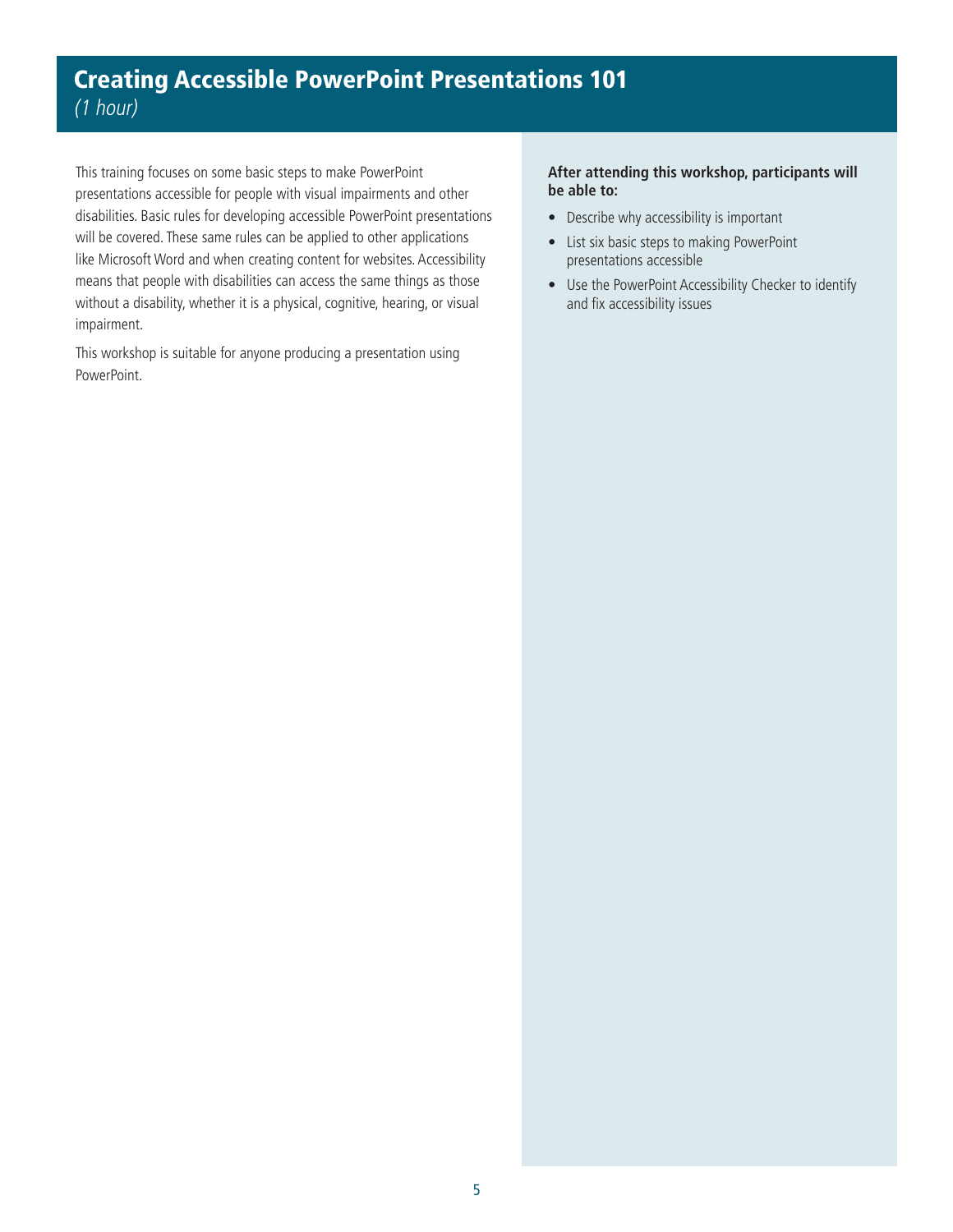# Creating Accessible PowerPoint Presentations 101

*(1 hour)*

This training focuses on some basic steps to make PowerPoint presentations accessible for people with visual impairments and other disabilities. Basic rules for developing accessible PowerPoint presentations will be covered. These same rules can be applied to other applications like Microsoft Word and when creating content for websites. Accessibility means that people with disabilities can access the same things as those without a disability, whether it is a physical, cognitive, hearing, or visual impairment.

This workshop is suitable for anyone producing a presentation using PowerPoint.

**After attending this workshop, participants will be able to:**

- Describe why accessibility is important
- List six basic steps to making PowerPoint presentations accessible
- Use the PowerPoint Accessibility Checker to identify and fix accessibility issues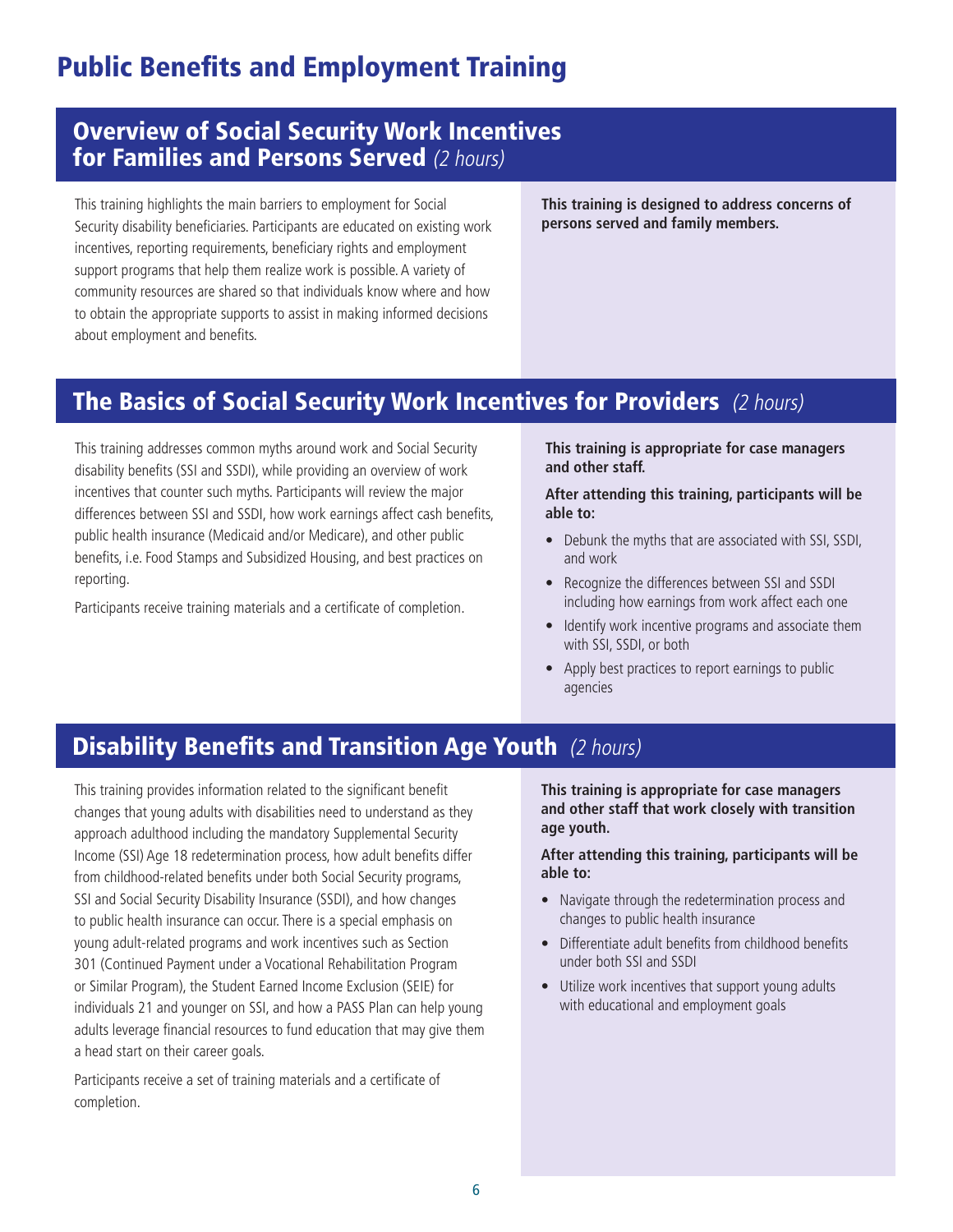# Public Benefits and Employment Training

## Overview of Social Security Work Incentives for Families and Persons Served *(2 hours)*

This training highlights the main barriers to employment for Social Security disability beneficiaries. Participants are educated on existing work incentives, reporting requirements, beneficiary rights and employment support programs that help them realize work is possible. A variety of community resources are shared so that individuals know where and how to obtain the appropriate supports to assist in making informed decisions about employment and benefits.

**This training is designed to address concerns of persons served and family members.**

## The Basics of Social Security Work Incentives for Providers *(2 hours)*

This training addresses common myths around work and Social Security disability benefits (SSI and SSDI), while providing an overview of work incentives that counter such myths. Participants will review the major differences between SSI and SSDI, how work earnings affect cash benefits, public health insurance (Medicaid and/or Medicare), and other public benefits, i.e. Food Stamps and Subsidized Housing, and best practices on reporting.

Participants receive training materials and a certificate of completion.

**This training is appropriate for case managers and other staff.**

**After attending this training, participants will be able to:**

- Debunk the myths that are associated with SSI, SSDI, and work
- Recognize the differences between SSI and SSDI including how earnings from work affect each one
- Identify work incentive programs and associate them with SSI, SSDI, or both
- Apply best practices to report earnings to public agencies

## Disability Benefits and Transition Age Youth *(2 hours)*

This training provides information related to the significant benefit changes that young adults with disabilities need to understand as they approach adulthood including the mandatory Supplemental Security Income (SSI) Age 18 redetermination process, how adult benefits differ from childhood-related benefits under both Social Security programs, SSI and Social Security Disability Insurance (SSDI), and how changes to public health insurance can occur. There is a special emphasis on young adult-related programs and work incentives such as Section 301 (Continued Payment under a Vocational Rehabilitation Program or Similar Program), the Student Earned Income Exclusion (SEIE) for individuals 21 and younger on SSI, and how a PASS Plan can help young adults leverage financial resources to fund education that may give them a head start on their career goals.

Participants receive a set of training materials and a certificate of completion.

**This training is appropriate for case managers and other staff that work closely with transition age youth.**

**After attending this training, participants will be able to:**

- Navigate through the redetermination process and changes to public health insurance
- Differentiate adult benefits from childhood benefits under both SSI and SSDI
- Utilize work incentives that support young adults with educational and employment goals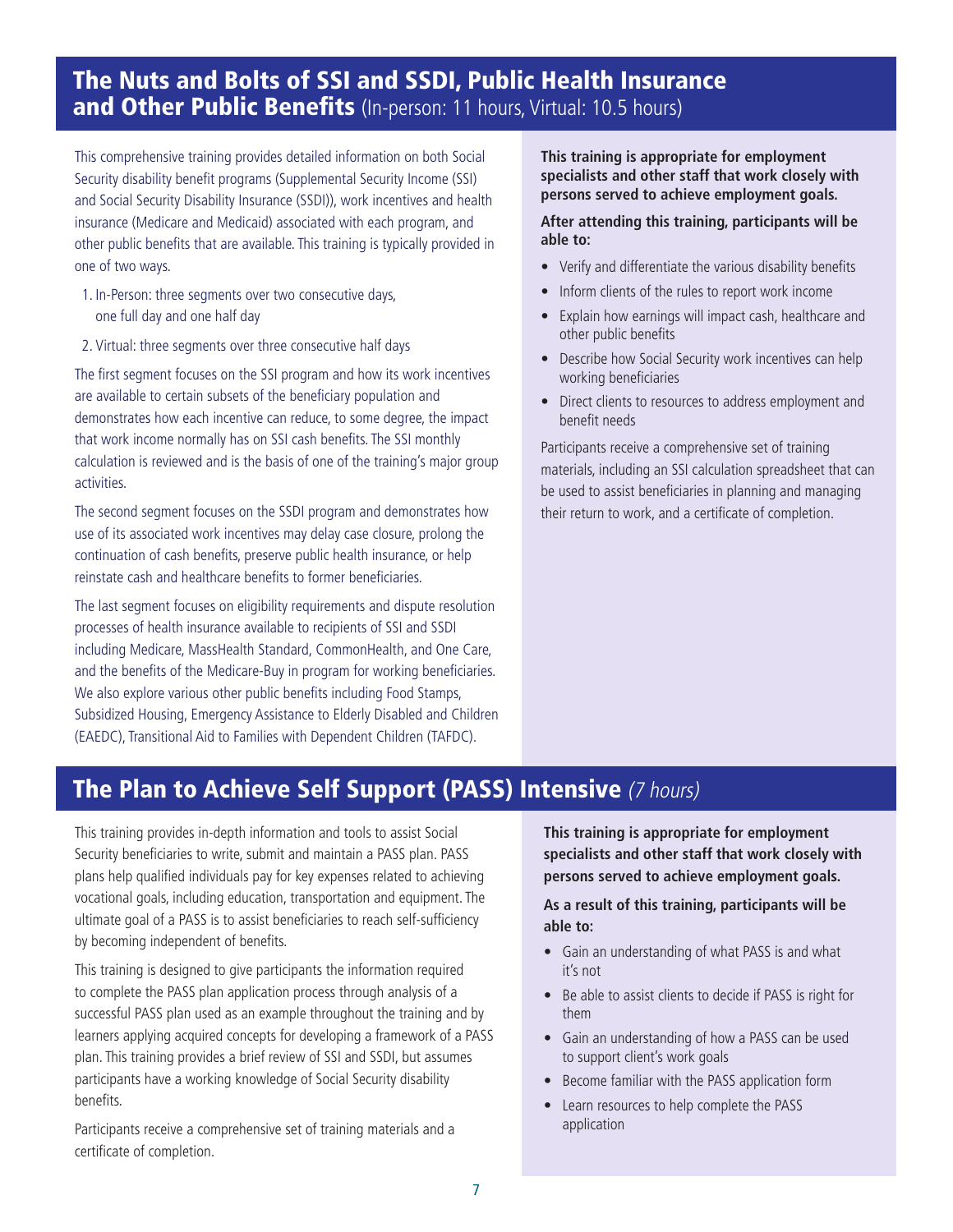## The Nuts and Bolts of SSI and SSDI, Public Health Insurance and Other Public Benefits (In-person: 11 hours, Virtual: 10.5 hours)

This comprehensive training provides detailed information on both Social Security disability benefit programs (Supplemental Security Income (SSI) and Social Security Disability Insurance (SSDI)), work incentives and health insurance (Medicare and Medicaid) associated with each program, and other public benefits that are available. This training is typically provided in one of two ways.

1. In-Person: three segments over two consecutive days, one full day and one half day
2. Virtual: three segments over three consecutive half days

The first segment focuses on the SSI program and how its work incentives are available to certain subsets of the beneficiary population and demonstrates how each incentive can reduce, to some degree, the impact that work income normally has on SSI cash benefits. The SSI monthly calculation is reviewed and is the basis of one of the training's major group activities.

The second segment focuses on the SSDI program and demonstrates how use of its associated work incentives may delay case closure, prolong the continuation of cash benefits, preserve public health insurance, or help reinstate cash and healthcare benefits to former beneficiaries.

The last segment focuses on eligibility requirements and dispute resolution processes of health insurance available to recipients of SSI and SSDI including Medicare, MassHealth Standard, CommonHealth, and One Care, and the benefits of the Medicare-Buy in program for working beneficiaries. We also explore various other public benefits including Food Stamps, Subsidized Housing, Emergency Assistance to Elderly Disabled and Children (EAEDC), Transitional Aid to Families with Dependent Children (TAFDC).

**This training is appropriate for employment specialists and other staff that work closely with persons served to achieve employment goals.**

**After attending this training, participants will be able to:**

- Verify and differentiate the various disability benefits
- Inform clients of the rules to report work income
- Explain how earnings will impact cash, healthcare and other public benefits
- Describe how Social Security work incentives can help working beneficiaries
- Direct clients to resources to address employment and benefit needs

Participants receive a comprehensive set of training materials, including an SSI calculation spreadsheet that can be used to assist beneficiaries in planning and managing their return to work, and a certificate of completion.

## The Plan to Achieve Self Support (PASS) Intensive *(7 hours)*

This training provides in-depth information and tools to assist Social Security beneficiaries to write, submit and maintain a PASS plan. PASS plans help qualified individuals pay for key expenses related to achieving vocational goals, including education, transportation and equipment. The ultimate goal of a PASS is to assist beneficiaries to reach self-sufficiency by becoming independent of benefits.

This training is designed to give participants the information required to complete the PASS plan application process through analysis of a successful PASS plan used as an example throughout the training and by learners applying acquired concepts for developing a framework of a PASS plan. This training provides a brief review of SSI and SSDI, but assumes participants have a working knowledge of Social Security disability benefits.

Participants receive a comprehensive set of training materials and a certificate of completion.

**This training is appropriate for employment specialists and other staff that work closely with persons served to achieve employment goals.**

**As a result of this training, participants will be able to:**

- Gain an understanding of what PASS is and what it's not
- Be able to assist clients to decide if PASS is right for them
- Gain an understanding of how a PASS can be used to support client's work goals
- Become familiar with the PASS application form
- Learn resources to help complete the PASS application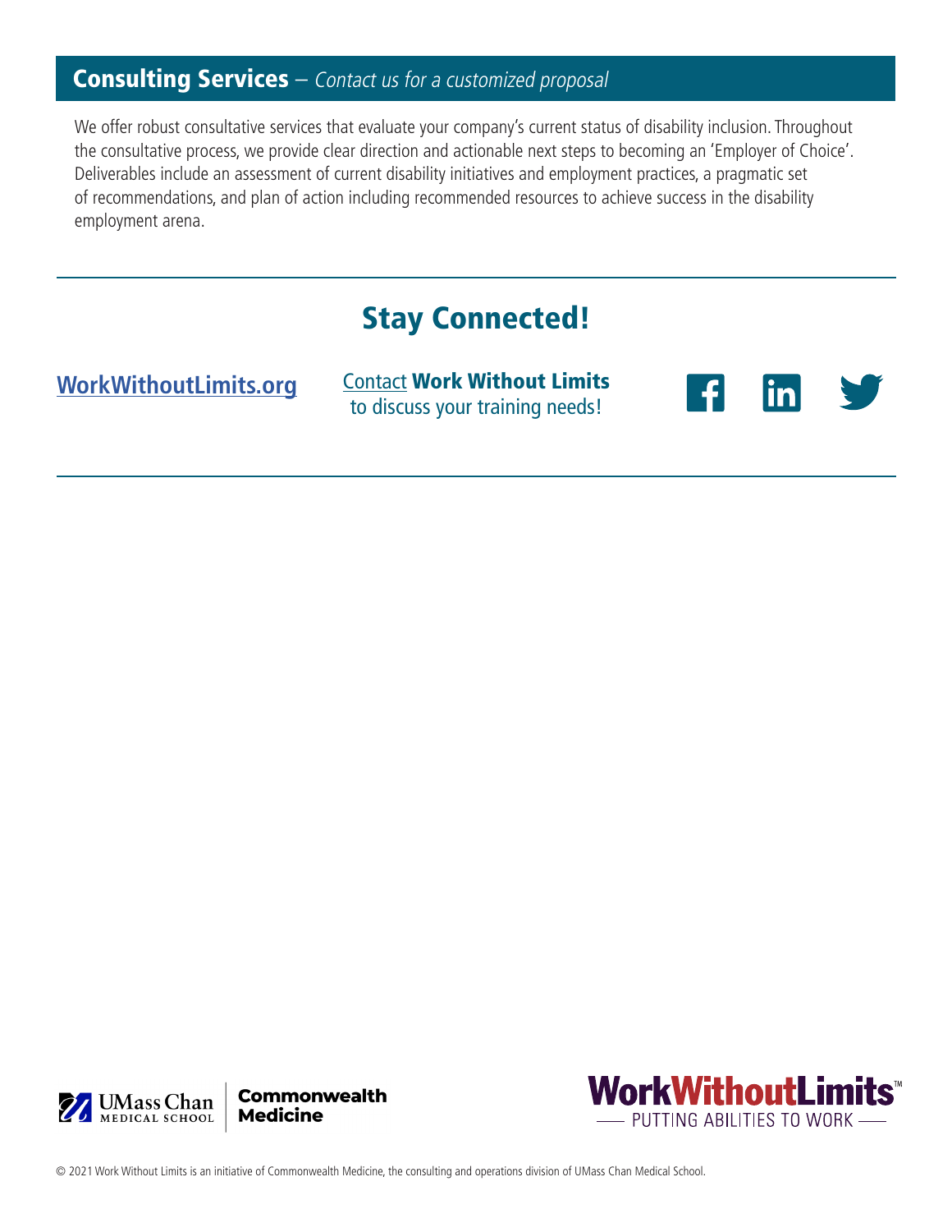## Consulting Services – *Contact us for a customized proposal*

We offer robust consultative services that evaluate your company's current status of disability inclusion. Throughout the consultative process, we provide clear direction and actionable next steps to becoming an 'Employer of Choice'. Deliverables include an assessment of current disability initiatives and employment practices, a pragmatic set of recommendations, and plan of action including recommended resources to achieve success in the disability employment arena.

---

## Stay Connected!

WorkWithoutLimits.org

Contact **Work Without Limits** to discuss your training needs!

---

UMass Chan Medical School | Commonwealth Medicine

WorkWithoutLimits™ — PUTTING ABILITIES TO WORK —

© 2021 Work Without Limits is an initiative of Commonwealth Medicine, the consulting and operations division of UMass Chan Medical School.